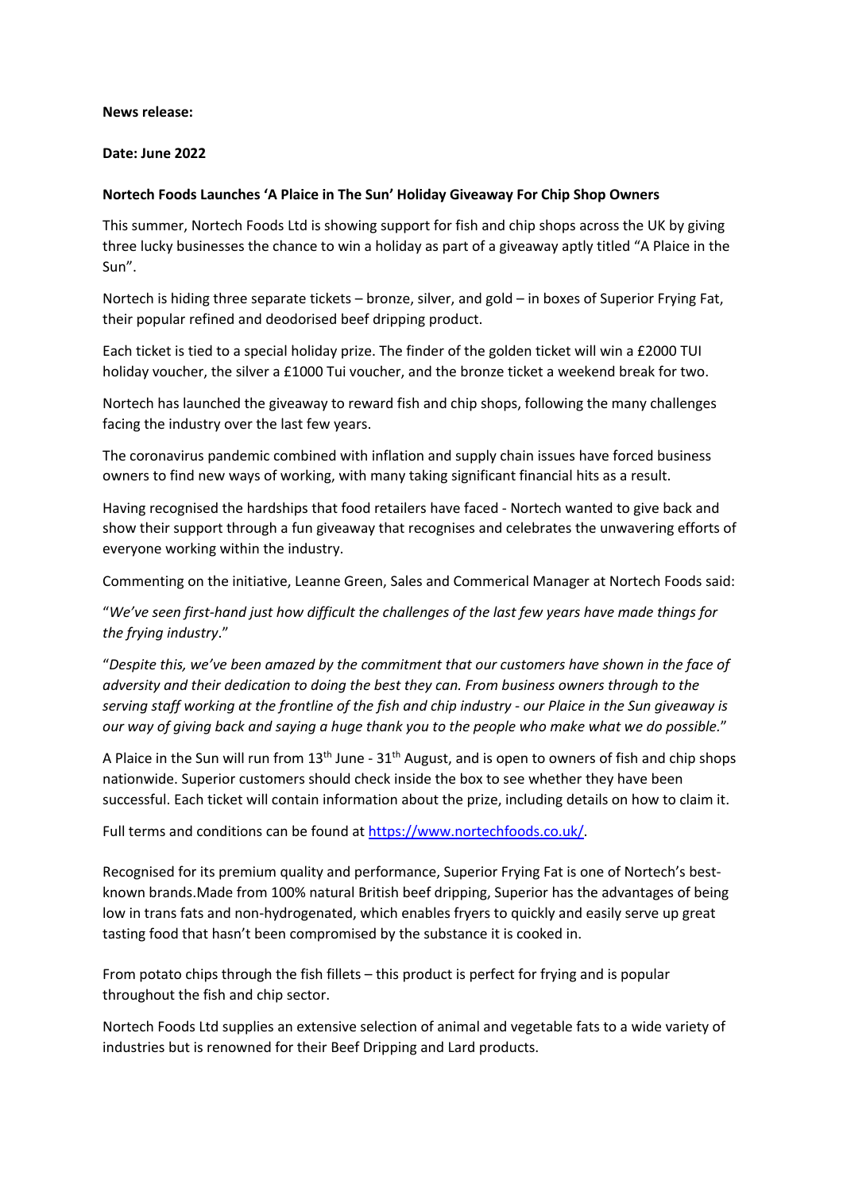**News release:**

**Date: June 2022**

**Nortech Foods Launches 'A Plaice in The Sun' Holiday Giveaway For Chip Shop Owners**

This summer, Nortech Foods Ltd is showing support for fish and chip shops across the UK by giving three lucky businesses the chance to win a holiday as part of a giveaway aptly titled "A Plaice in the Sun".

Nortech is hiding three separate tickets – bronze, silver, and gold – in boxes of Superior Frying Fat, their popular refined and deodorised beef dripping product.

Each ticket is tied to a special holiday prize. The finder of the golden ticket will win a £2000 TUI holiday voucher, the silver a £1000 Tui voucher, and the bronze ticket a weekend break for two.

Nortech has launched the giveaway to reward fish and chip shops, following the many challenges facing the industry over the last few years.

The coronavirus pandemic combined with inflation and supply chain issues have forced business owners to find new ways of working, with many taking significant financial hits as a result.

Having recognised the hardships that food retailers have faced - Nortech wanted to give back and show their support through a fun giveaway that recognises and celebrates the unwavering efforts of everyone working within the industry.

Commenting on the initiative, Leanne Green, Sales and Commerical Manager at Nortech Foods said:

"*We've seen first-hand just how difficult the challenges of the last few years have made things for the frying industry*."

"*Despite this, we've been amazed by the commitment that our customers have shown in the face of adversity and their dedication to doing the best they can. From business owners through to the serving staff working at the frontline of the fish and chip industry - our Plaice in the Sun giveaway is our way of giving back and saying a huge thank you to the people who make what we do possible.*"

A Plaice in the Sun will run from 13th June - 31st August, and is open to owners of fish and chip shops nationwide. Superior customers should check inside the box to see whether they have been successful. Each ticket will contain information about the prize, including details on how to claim it.

Full terms and conditions can be found at https://www.nortechfoods.co.uk/.

Recognised for its premium quality and performance, Superior Frying Fat is one of Nortech's best-known brands.Made from 100% natural British beef dripping, Superior has the advantages of being low in trans fats and non-hydrogenated, which enables fryers to quickly and easily serve up great tasting food that hasn't been compromised by the substance it is cooked in.

From potato chips through the fish fillets – this product is perfect for frying and is popular throughout the fish and chip sector.

Nortech Foods Ltd supplies an extensive selection of animal and vegetable fats to a wide variety of industries but is renowned for their Beef Dripping and Lard products.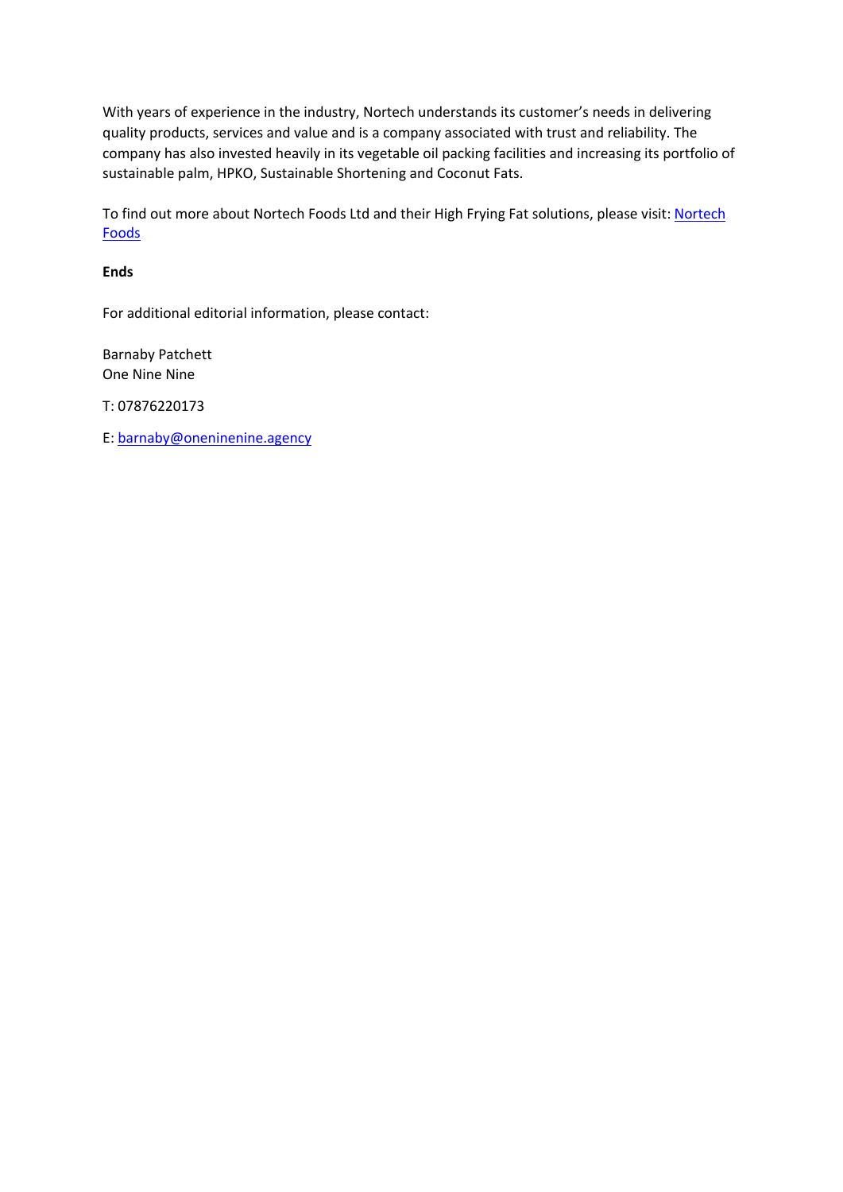With years of experience in the industry, Nortech understands its customer's needs in delivering quality products, services and value and is a company associated with trust and reliability. The company has also invested heavily in its vegetable oil packing facilities and increasing its portfolio of sustainable palm, HPKO, Sustainable Shortening and Coconut Fats.

To find out more about Nortech Foods Ltd and their High Frying Fat solutions, please visit: Nortech Foods

**Ends**

For additional editorial information, please contact:

Barnaby Patchett
One Nine Nine

T: 07876220173

E: barnaby@oneninenine.agency